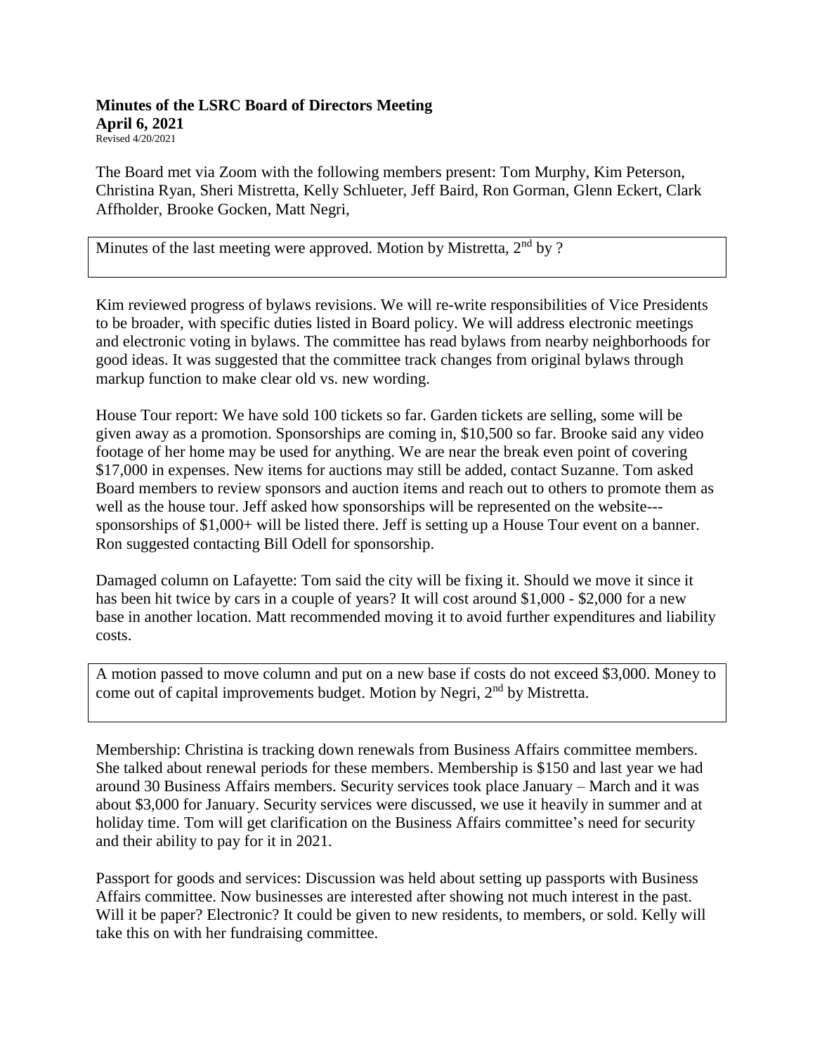**Minutes of the LSRC Board of Directors Meeting**
**April 6, 2021**
Revised 4/20/2021

The Board met via Zoom with the following members present: Tom Murphy, Kim Peterson, Christina Ryan, Sheri Mistretta, Kelly Schlueter, Jeff Baird, Ron Gorman, Glenn Eckert, Clark Affholder, Brooke Gocken, Matt Negri,

Minutes of the last meeting were approved. Motion by Mistretta, 2nd by ?

Kim reviewed progress of bylaws revisions. We will re-write responsibilities of Vice Presidents to be broader, with specific duties listed in Board policy. We will address electronic meetings and electronic voting in bylaws. The committee has read bylaws from nearby neighborhoods for good ideas. It was suggested that the committee track changes from original bylaws through markup function to make clear old vs. new wording.

House Tour report: We have sold 100 tickets so far. Garden tickets are selling, some will be given away as a promotion. Sponsorships are coming in, $10,500 so far. Brooke said any video footage of her home may be used for anything. We are near the break even point of covering $17,000 in expenses. New items for auctions may still be added, contact Suzanne. Tom asked Board members to review sponsors and auction items and reach out to others to promote them as well as the house tour. Jeff asked how sponsorships will be represented on the website---sponsorships of $1,000+ will be listed there. Jeff is setting up a House Tour event on a banner. Ron suggested contacting Bill Odell for sponsorship.

Damaged column on Lafayette: Tom said the city will be fixing it. Should we move it since it has been hit twice by cars in a couple of years? It will cost around $1,000 - $2,000 for a new base in another location. Matt recommended moving it to avoid further expenditures and liability costs.

A motion passed to move column and put on a new base if costs do not exceed $3,000. Money to come out of capital improvements budget. Motion by Negri, 2nd by Mistretta.

Membership: Christina is tracking down renewals from Business Affairs committee members. She talked about renewal periods for these members. Membership is $150 and last year we had around 30 Business Affairs members. Security services took place January – March and it was about $3,000 for January. Security services were discussed, we use it heavily in summer and at holiday time. Tom will get clarification on the Business Affairs committee's need for security and their ability to pay for it in 2021.

Passport for goods and services: Discussion was held about setting up passports with Business Affairs committee. Now businesses are interested after showing not much interest in the past. Will it be paper? Electronic? It could be given to new residents, to members, or sold. Kelly will take this on with her fundraising committee.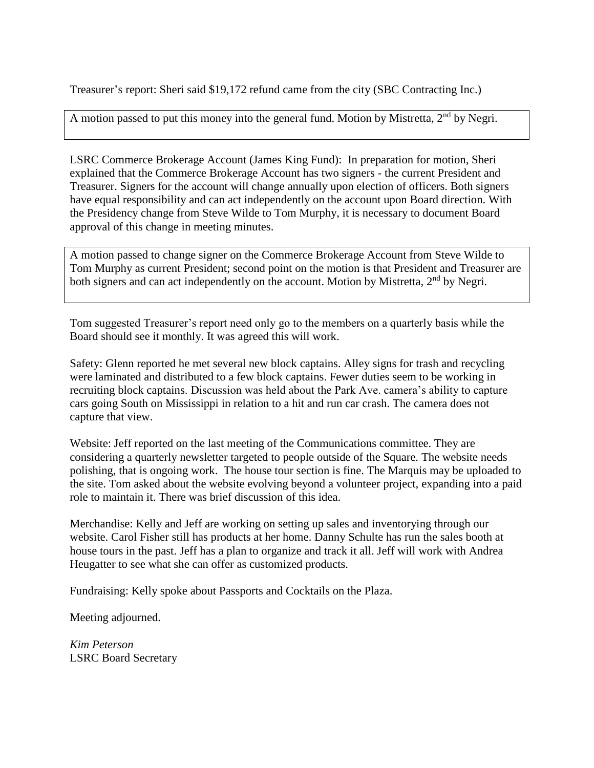Treasurer's report: Sheri said $19,172 refund came from the city (SBC Contracting Inc.)

> A motion passed to put this money into the general fund. Motion by Mistretta, 2nd by Negri.

LSRC Commerce Brokerage Account (James King Fund): In preparation for motion, Sheri explained that the Commerce Brokerage Account has two signers - the current President and Treasurer. Signers for the account will change annually upon election of officers. Both signers have equal responsibility and can act independently on the account upon Board direction. With the Presidency change from Steve Wilde to Tom Murphy, it is necessary to document Board approval of this change in meeting minutes.

> A motion passed to change signer on the Commerce Brokerage Account from Steve Wilde to Tom Murphy as current President; second point on the motion is that President and Treasurer are both signers and can act independently on the account. Motion by Mistretta, 2nd by Negri.

Tom suggested Treasurer's report need only go to the members on a quarterly basis while the Board should see it monthly. It was agreed this will work.

Safety: Glenn reported he met several new block captains. Alley signs for trash and recycling were laminated and distributed to a few block captains. Fewer duties seem to be working in recruiting block captains. Discussion was held about the Park Ave. camera's ability to capture cars going South on Mississippi in relation to a hit and run car crash. The camera does not capture that view.

Website: Jeff reported on the last meeting of the Communications committee. They are considering a quarterly newsletter targeted to people outside of the Square. The website needs polishing, that is ongoing work. The house tour section is fine. The Marquis may be uploaded to the site. Tom asked about the website evolving beyond a volunteer project, expanding into a paid role to maintain it. There was brief discussion of this idea.

Merchandise: Kelly and Jeff are working on setting up sales and inventorying through our website. Carol Fisher still has products at her home. Danny Schulte has run the sales booth at house tours in the past. Jeff has a plan to organize and track it all. Jeff will work with Andrea Heugatter to see what she can offer as customized products.

Fundraising: Kelly spoke about Passports and Cocktails on the Plaza.

Meeting adjourned.

*Kim Peterson*
LSRC Board Secretary